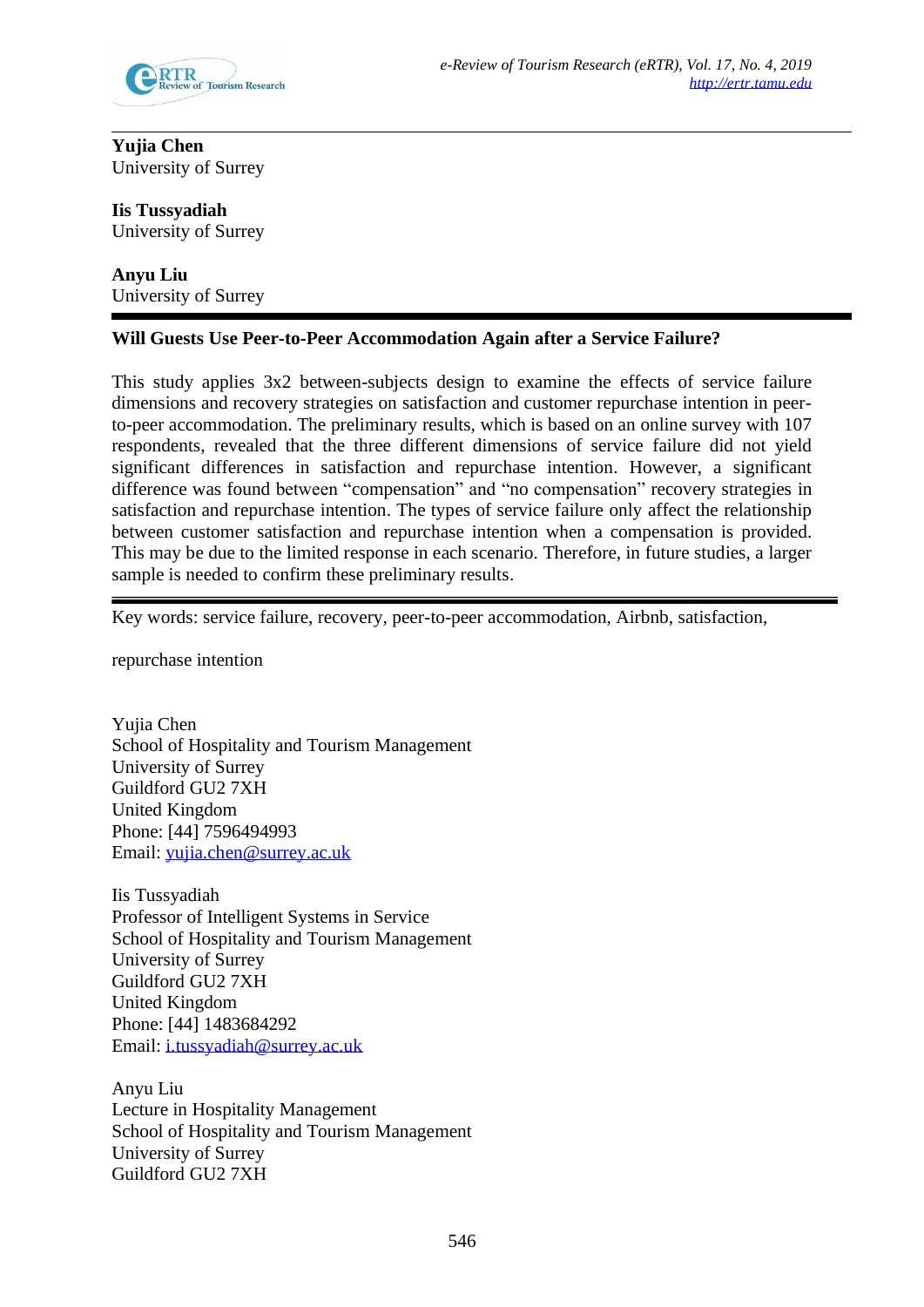**Yujia Chen**
University of Surrey

**Iis Tussyadiah**
University of Surrey

**Anyu Liu**
University of Surrey

# Will Guests Use Peer-to-Peer Accommodation Again after a Service Failure?

This study applies 3x2 between-subjects design to examine the effects of service failure dimensions and recovery strategies on satisfaction and customer repurchase intention in peer-to-peer accommodation. The preliminary results, which is based on an online survey with 107 respondents, revealed that the three different dimensions of service failure did not yield significant differences in satisfaction and repurchase intention. However, a significant difference was found between "compensation" and "no compensation" recovery strategies in satisfaction and repurchase intention. The types of service failure only affect the relationship between customer satisfaction and repurchase intention when a compensation is provided. This may be due to the limited response in each scenario. Therefore, in future studies, a larger sample is needed to confirm these preliminary results.

---

Key words: service failure, recovery, peer-to-peer accommodation, Airbnb, satisfaction,

repurchase intention

Yujia Chen
School of Hospitality and Tourism Management
University of Surrey
Guildford GU2 7XH
United Kingdom
Phone: [44] 7596494993
Email: yujia.chen@surrey.ac.uk

Iis Tussyadiah
Professor of Intelligent Systems in Service
School of Hospitality and Tourism Management
University of Surrey
Guildford GU2 7XH
United Kingdom
Phone: [44] 1483684292
Email: i.tussyadiah@surrey.ac.uk

Anyu Liu
Lecture in Hospitality Management
School of Hospitality and Tourism Management
University of Surrey
Guildford GU2 7XH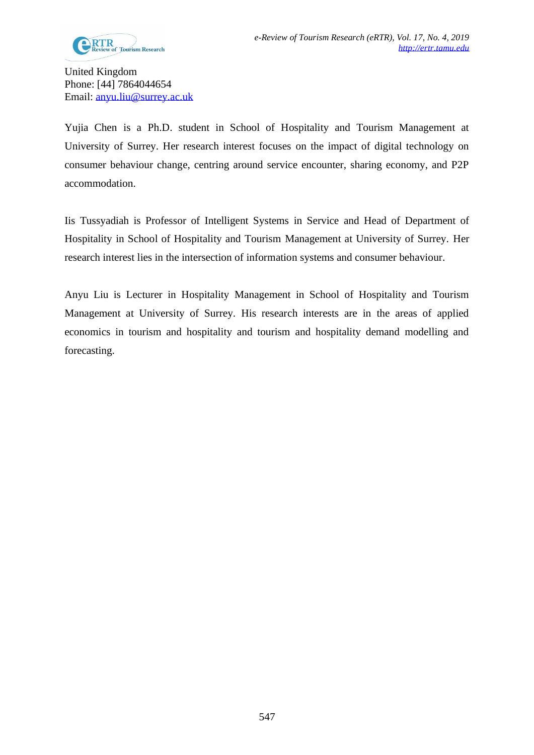United Kingdom
Phone: [44] 7864044654
Email: anyu.liu@surrey.ac.uk

Yujia Chen is a Ph.D. student in School of Hospitality and Tourism Management at University of Surrey. Her research interest focuses on the impact of digital technology on consumer behaviour change, centring around service encounter, sharing economy, and P2P accommodation.

Iis Tussyadiah is Professor of Intelligent Systems in Service and Head of Department of Hospitality in School of Hospitality and Tourism Management at University of Surrey. Her research interest lies in the intersection of information systems and consumer behaviour.

Anyu Liu is Lecturer in Hospitality Management in School of Hospitality and Tourism Management at University of Surrey. His research interests are in the areas of applied economics in tourism and hospitality and tourism and hospitality demand modelling and forecasting.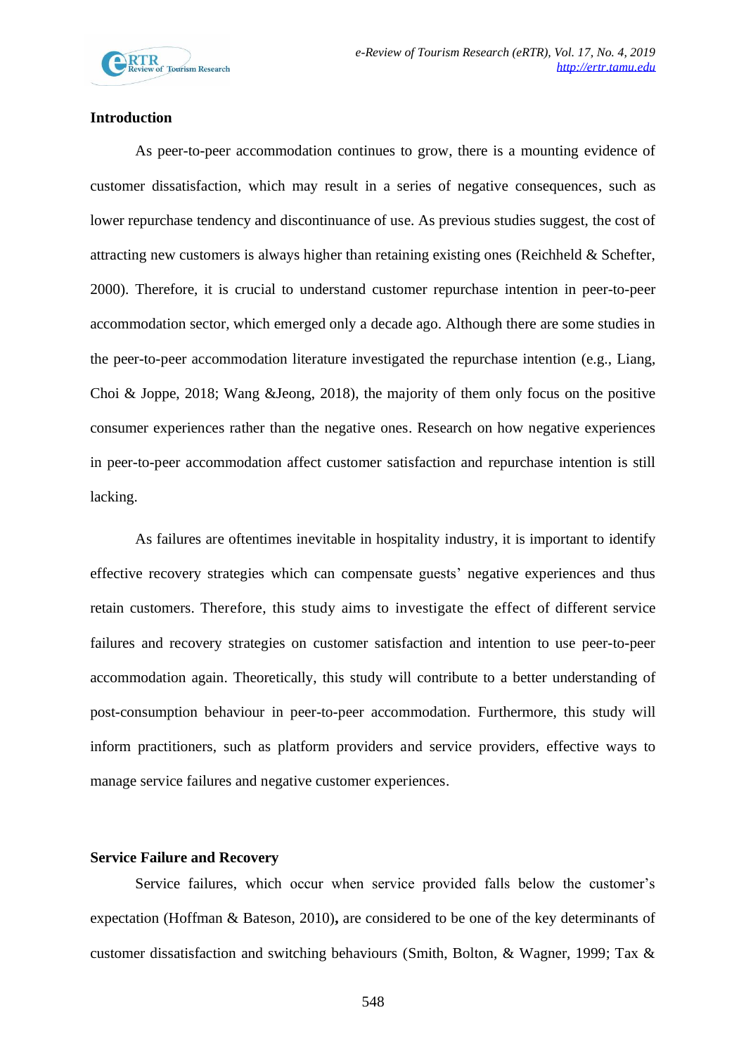## Introduction

As peer-to-peer accommodation continues to grow, there is a mounting evidence of customer dissatisfaction, which may result in a series of negative consequences, such as lower repurchase tendency and discontinuance of use. As previous studies suggest, the cost of attracting new customers is always higher than retaining existing ones (Reichheld & Schefter, 2000). Therefore, it is crucial to understand customer repurchase intention in peer-to-peer accommodation sector, which emerged only a decade ago. Although there are some studies in the peer-to-peer accommodation literature investigated the repurchase intention (e.g., Liang, Choi & Joppe, 2018; Wang &Jeong, 2018), the majority of them only focus on the positive consumer experiences rather than the negative ones. Research on how negative experiences in peer-to-peer accommodation affect customer satisfaction and repurchase intention is still lacking.

As failures are oftentimes inevitable in hospitality industry, it is important to identify effective recovery strategies which can compensate guests' negative experiences and thus retain customers. Therefore, this study aims to investigate the effect of different service failures and recovery strategies on customer satisfaction and intention to use peer-to-peer accommodation again. Theoretically, this study will contribute to a better understanding of post-consumption behaviour in peer-to-peer accommodation. Furthermore, this study will inform practitioners, such as platform providers and service providers, effective ways to manage service failures and negative customer experiences.

## Service Failure and Recovery

Service failures, which occur when service provided falls below the customer's expectation (Hoffman & Bateson, 2010)**,** are considered to be one of the key determinants of customer dissatisfaction and switching behaviours (Smith, Bolton, & Wagner, 1999; Tax &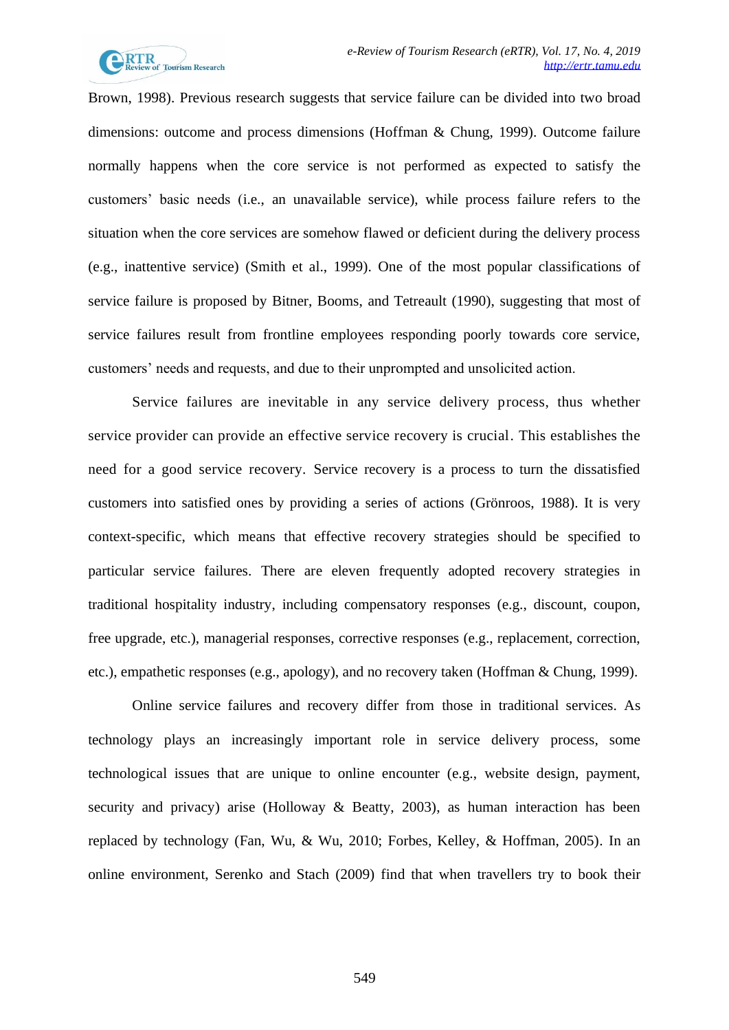Brown, 1998). Previous research suggests that service failure can be divided into two broad dimensions: outcome and process dimensions (Hoffman & Chung, 1999). Outcome failure normally happens when the core service is not performed as expected to satisfy the customers' basic needs (i.e., an unavailable service), while process failure refers to the situation when the core services are somehow flawed or deficient during the delivery process (e.g., inattentive service) (Smith et al., 1999). One of the most popular classifications of service failure is proposed by Bitner, Booms, and Tetreault (1990), suggesting that most of service failures result from frontline employees responding poorly towards core service, customers' needs and requests, and due to their unprompted and unsolicited action.

Service failures are inevitable in any service delivery process, thus whether service provider can provide an effective service recovery is crucial. This establishes the need for a good service recovery. Service recovery is a process to turn the dissatisfied customers into satisfied ones by providing a series of actions (Grönroos, 1988). It is very context-specific, which means that effective recovery strategies should be specified to particular service failures. There are eleven frequently adopted recovery strategies in traditional hospitality industry, including compensatory responses (e.g., discount, coupon, free upgrade, etc.), managerial responses, corrective responses (e.g., replacement, correction, etc.), empathetic responses (e.g., apology), and no recovery taken (Hoffman & Chung, 1999).

Online service failures and recovery differ from those in traditional services. As technology plays an increasingly important role in service delivery process, some technological issues that are unique to online encounter (e.g., website design, payment, security and privacy) arise (Holloway & Beatty, 2003), as human interaction has been replaced by technology (Fan, Wu, & Wu, 2010; Forbes, Kelley, & Hoffman, 2005). In an online environment, Serenko and Stach (2009) find that when travellers try to book their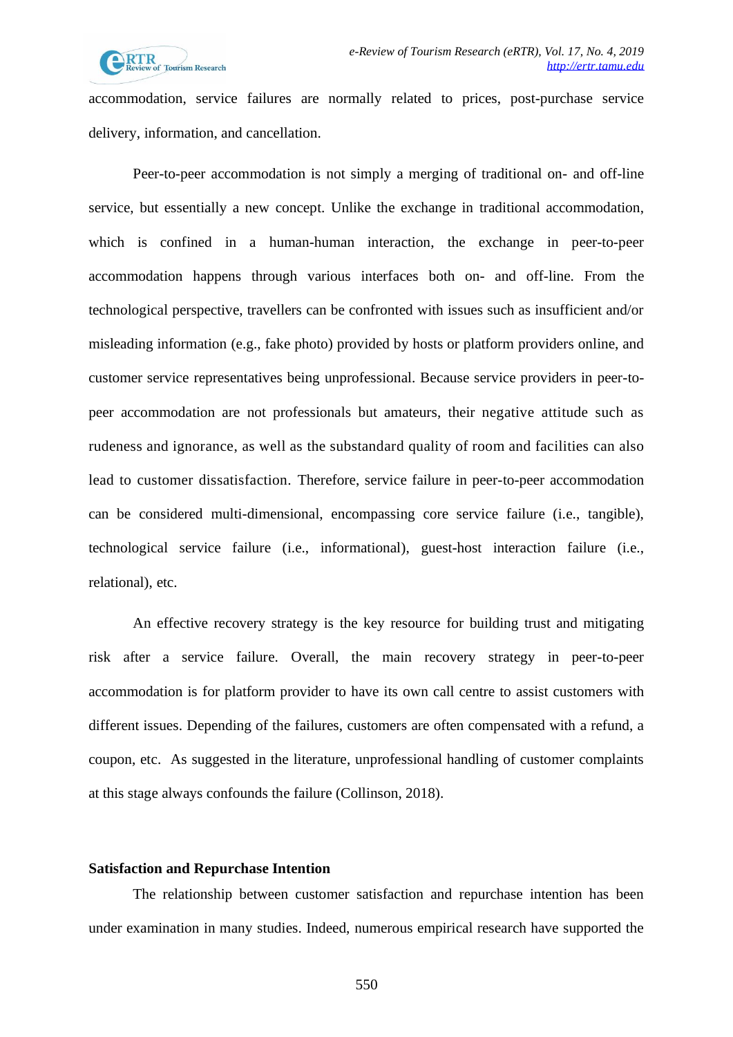accommodation, service failures are normally related to prices, post-purchase service delivery, information, and cancellation.

Peer-to-peer accommodation is not simply a merging of traditional on- and off-line service, but essentially a new concept. Unlike the exchange in traditional accommodation, which is confined in a human-human interaction, the exchange in peer-to-peer accommodation happens through various interfaces both on- and off-line. From the technological perspective, travellers can be confronted with issues such as insufficient and/or misleading information (e.g., fake photo) provided by hosts or platform providers online, and customer service representatives being unprofessional. Because service providers in peer-to-peer accommodation are not professionals but amateurs, their negative attitude such as rudeness and ignorance, as well as the substandard quality of room and facilities can also lead to customer dissatisfaction. Therefore, service failure in peer-to-peer accommodation can be considered multi-dimensional, encompassing core service failure (i.e., tangible), technological service failure (i.e., informational), guest-host interaction failure (i.e., relational), etc.

An effective recovery strategy is the key resource for building trust and mitigating risk after a service failure. Overall, the main recovery strategy in peer-to-peer accommodation is for platform provider to have its own call centre to assist customers with different issues. Depending of the failures, customers are often compensated with a refund, a coupon, etc. As suggested in the literature, unprofessional handling of customer complaints at this stage always confounds the failure (Collinson, 2018).

**Satisfaction and Repurchase Intention**

The relationship between customer satisfaction and repurchase intention has been under examination in many studies. Indeed, numerous empirical research have supported the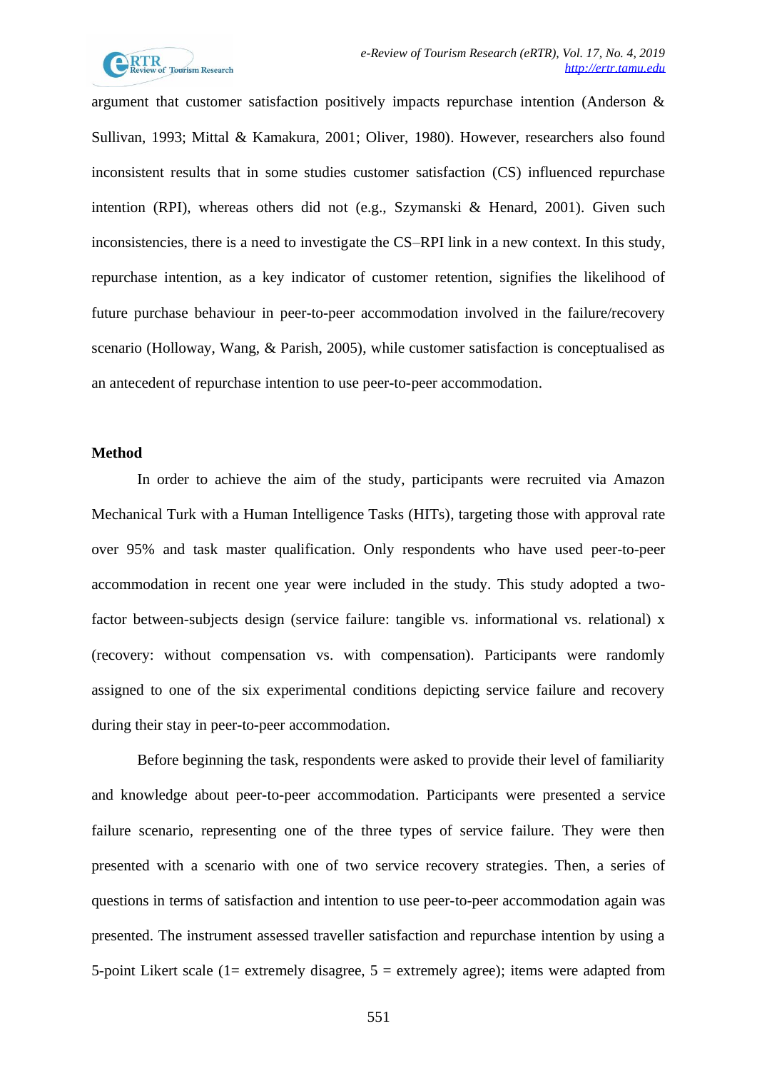argument that customer satisfaction positively impacts repurchase intention (Anderson & Sullivan, 1993; Mittal & Kamakura, 2001; Oliver, 1980). However, researchers also found inconsistent results that in some studies customer satisfaction (CS) influenced repurchase intention (RPI), whereas others did not (e.g., Szymanski & Henard, 2001). Given such inconsistencies, there is a need to investigate the CS–RPI link in a new context. In this study, repurchase intention, as a key indicator of customer retention, signifies the likelihood of future purchase behaviour in peer-to-peer accommodation involved in the failure/recovery scenario (Holloway, Wang, & Parish, 2005), while customer satisfaction is conceptualised as an antecedent of repurchase intention to use peer-to-peer accommodation.

**Method**

In order to achieve the aim of the study, participants were recruited via Amazon Mechanical Turk with a Human Intelligence Tasks (HITs), targeting those with approval rate over 95% and task master qualification. Only respondents who have used peer-to-peer accommodation in recent one year were included in the study. This study adopted a two-factor between-subjects design (service failure: tangible vs. informational vs. relational) x (recovery: without compensation vs. with compensation). Participants were randomly assigned to one of the six experimental conditions depicting service failure and recovery during their stay in peer-to-peer accommodation.

Before beginning the task, respondents were asked to provide their level of familiarity and knowledge about peer-to-peer accommodation. Participants were presented a service failure scenario, representing one of the three types of service failure. They were then presented with a scenario with one of two service recovery strategies. Then, a series of questions in terms of satisfaction and intention to use peer-to-peer accommodation again was presented. The instrument assessed traveller satisfaction and repurchase intention by using a 5-point Likert scale (1= extremely disagree, 5 = extremely agree); items were adapted from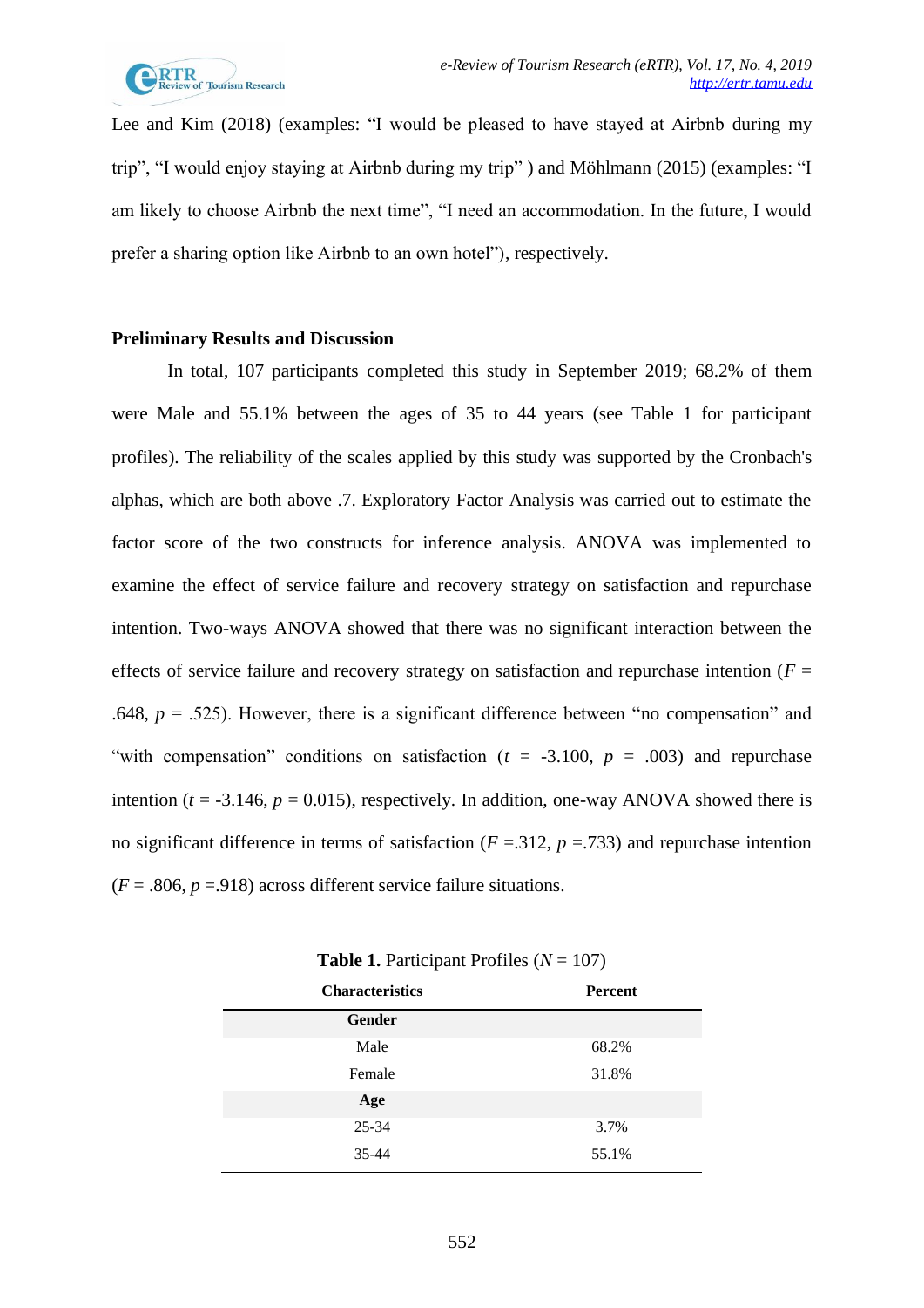Lee and Kim (2018) (examples: "I would be pleased to have stayed at Airbnb during my trip", "I would enjoy staying at Airbnb during my trip" ) and Möhlmann (2015) (examples: "I am likely to choose Airbnb the next time", "I need an accommodation. In the future, I would prefer a sharing option like Airbnb to an own hotel"), respectively.

**Preliminary Results and Discussion**

In total, 107 participants completed this study in September 2019; 68.2% of them were Male and 55.1% between the ages of 35 to 44 years (see Table 1 for participant profiles). The reliability of the scales applied by this study was supported by the Cronbach's alphas, which are both above .7. Exploratory Factor Analysis was carried out to estimate the factor score of the two constructs for inference analysis. ANOVA was implemented to examine the effect of service failure and recovery strategy on satisfaction and repurchase intention. Two-ways ANOVA showed that there was no significant interaction between the effects of service failure and recovery strategy on satisfaction and repurchase intention ($F$ = .648, $p$ = .525). However, there is a significant difference between "no compensation" and "with compensation" conditions on satisfaction ($t$ = -3.100, $p$ = .003) and repurchase intention ($t$ = -3.146, $p$ = 0.015), respectively. In addition, one-way ANOVA showed there is no significant difference in terms of satisfaction ($F$ =.312, $p$ =.733) and repurchase intention ($F$ = .806, $p$ =.918) across different service failure situations.

**Table 1.** Participant Profiles ($N$ = 107)

| Characteristics | Percent |
|---|---|
| **Gender** | |
| Male | 68.2% |
| Female | 31.8% |
| **Age** | |
| 25-34 | 3.7% |
| 35-44 | 55.1% |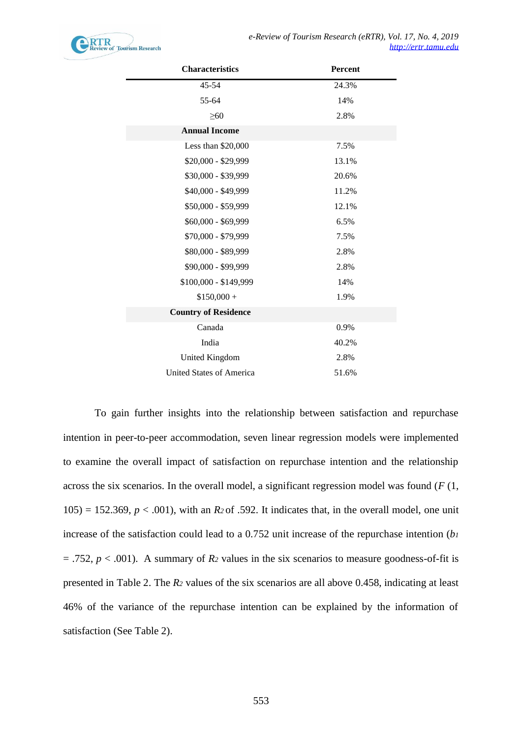| Characteristics | Percent |
|---|---|
| 45-54 | 24.3% |
| 55-64 | 14% |
| ≥60 | 2.8% |
| **Annual Income** | |
| Less than $20,000 | 7.5% |
| $20,000 - $29,999 | 13.1% |
| $30,000 - $39,999 | 20.6% |
| $40,000 - $49,999 | 11.2% |
| $50,000 - $59,999 | 12.1% |
| $60,000 - $69,999 | 6.5% |
| $70,000 - $79,999 | 7.5% |
| $80,000 - $89,999 | 2.8% |
| $90,000 - $99,999 | 2.8% |
| $100,000 - $149,999 | 14% |
| $150,000 + | 1.9% |
| **Country of Residence** | |
| Canada | 0.9% |
| India | 40.2% |
| United Kingdom | 2.8% |
| United States of America | 51.6% |

To gain further insights into the relationship between satisfaction and repurchase intention in peer-to-peer accommodation, seven linear regression models were implemented to examine the overall impact of satisfaction on repurchase intention and the relationship across the six scenarios. In the overall model, a significant regression model was found ($F$ (1, 105) = 152.369, $p$ < .001), with an $R_2$ of .592. It indicates that, in the overall model, one unit increase of the satisfaction could lead to a 0.752 unit increase of the repurchase intention ($b_1$ = .752, $p$ < .001). A summary of $R_2$ values in the six scenarios to measure goodness-of-fit is presented in Table 2. The $R_2$ values of the six scenarios are all above 0.458, indicating at least 46% of the variance of the repurchase intention can be explained by the information of satisfaction (See Table 2).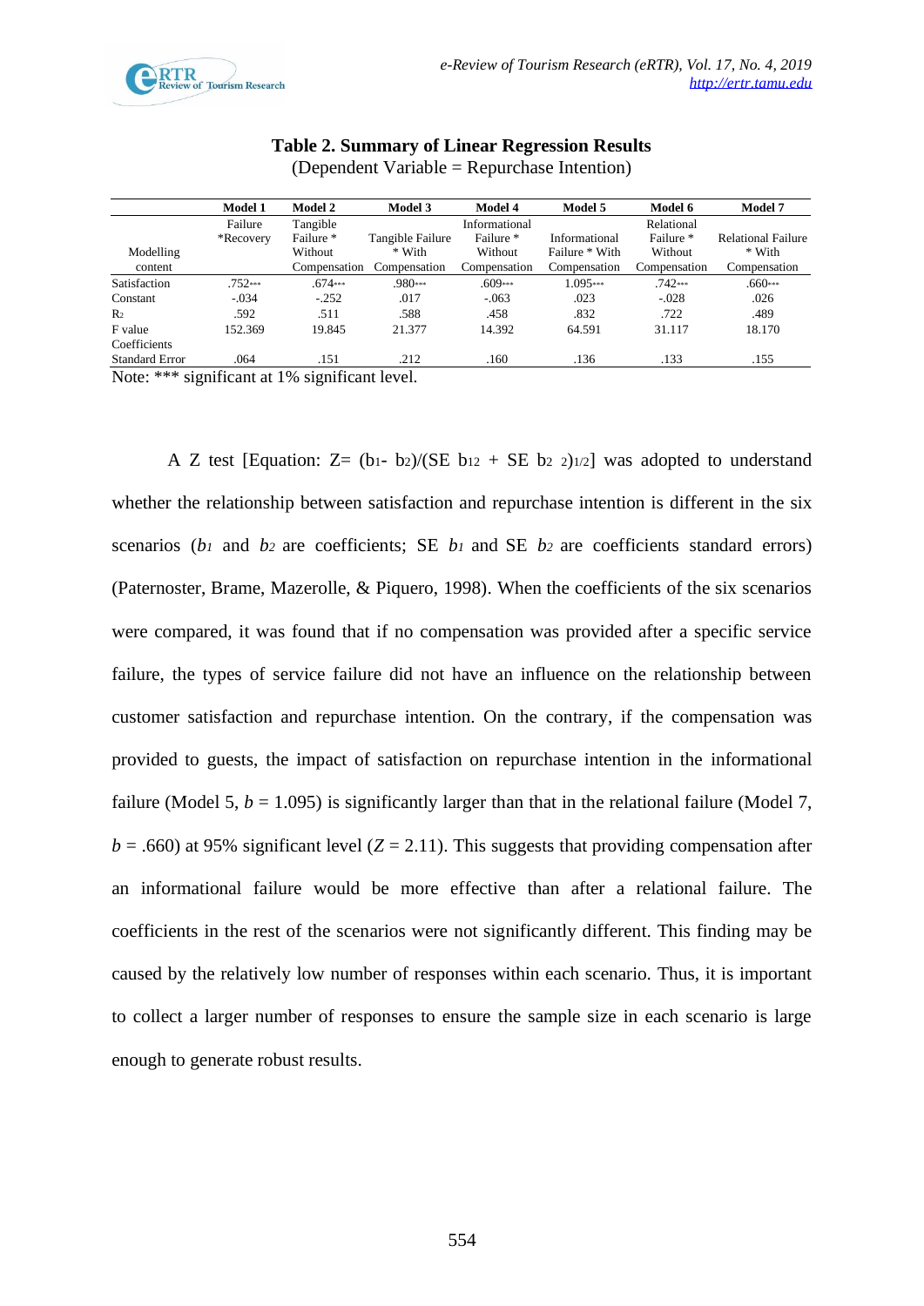**Table 2. Summary of Linear Regression Results**
(Dependent Variable = Repurchase Intention)

| Modelling content | Model 1 Failure *Recovery | Model 2 Tangible Failure * Without Compensation | Model 3 Tangible Failure * With Compensation | Model 4 Informational Failure * Without Compensation | Model 5 Informational Failure * With Compensation | Model 6 Relational Failure * Without Compensation | Model 7 Relational Failure * With Compensation |
|---|---|---|---|---|---|---|---|
| Satisfaction | .752*** | .674*** | .980*** | .609*** | 1.095*** | .742*** | .660*** |
| Constant | -.034 | -.252 | .017 | -.063 | .023 | -.028 | .026 |
| $R_2$ | .592 | .511 | .588 | .458 | .832 | .722 | .489 |
| F value | 152.369 | 19.845 | 21.377 | 14.392 | 64.591 | 31.117 | 18.170 |
| Coefficients Standard Error | .064 | .151 | .212 | .160 | .136 | .133 | .155 |

Note: *** significant at 1% significant level.

A Z test [Equation: $Z = (b_1 - b_2)/(SE\ b_{12} + SE\ b_{2\ 2})_{1/2}$] was adopted to understand whether the relationship between satisfaction and repurchase intention is different in the six scenarios ($b_1$ and $b_2$ are coefficients; SE $b_1$ and SE $b_2$ are coefficients standard errors) (Paternoster, Brame, Mazerolle, & Piquero, 1998). When the coefficients of the six scenarios were compared, it was found that if no compensation was provided after a specific service failure, the types of service failure did not have an influence on the relationship between customer satisfaction and repurchase intention. On the contrary, if the compensation was provided to guests, the impact of satisfaction on repurchase intention in the informational failure (Model 5, $b = 1.095$) is significantly larger than that in the relational failure (Model 7, $b = .660$) at 95% significant level ($Z = 2.11$). This suggests that providing compensation after an informational failure would be more effective than after a relational failure. The coefficients in the rest of the scenarios were not significantly different. This finding may be caused by the relatively low number of responses within each scenario. Thus, it is important to collect a larger number of responses to ensure the sample size in each scenario is large enough to generate robust results.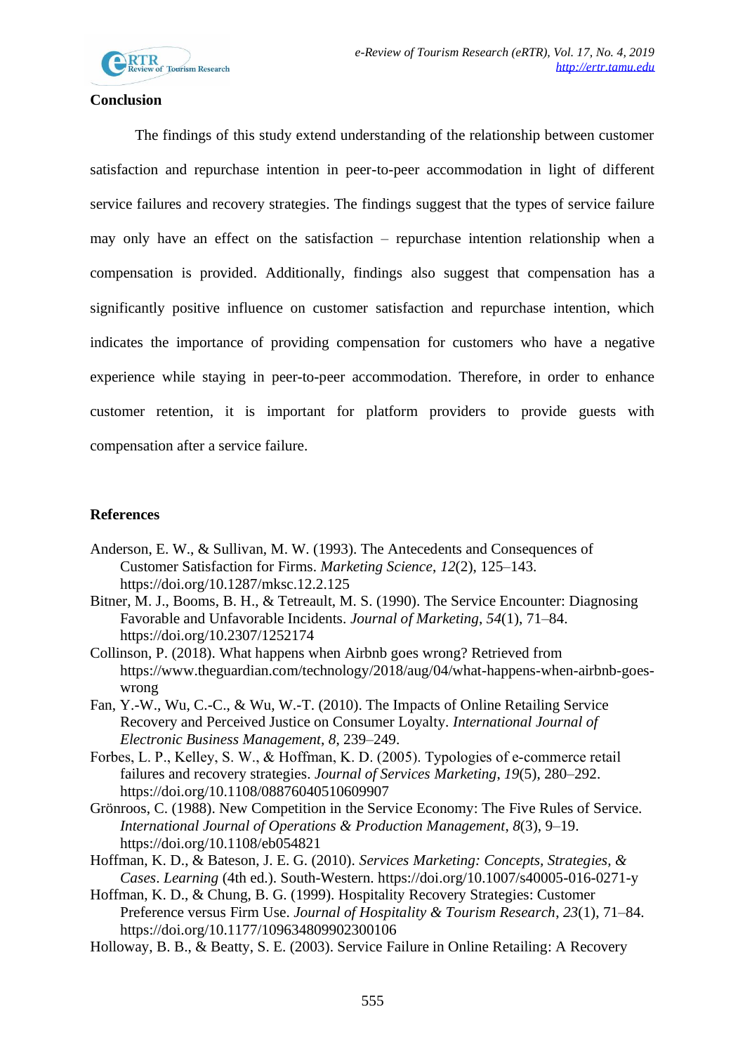## Conclusion

The findings of this study extend understanding of the relationship between customer satisfaction and repurchase intention in peer-to-peer accommodation in light of different service failures and recovery strategies. The findings suggest that the types of service failure may only have an effect on the satisfaction – repurchase intention relationship when a compensation is provided. Additionally, findings also suggest that compensation has a significantly positive influence on customer satisfaction and repurchase intention, which indicates the importance of providing compensation for customers who have a negative experience while staying in peer-to-peer accommodation. Therefore, in order to enhance customer retention, it is important for platform providers to provide guests with compensation after a service failure.

## References

Anderson, E. W., & Sullivan, M. W. (1993). The Antecedents and Consequences of Customer Satisfaction for Firms. *Marketing Science*, *12*(2), 125–143. https://doi.org/10.1287/mksc.12.2.125

Bitner, M. J., Booms, B. H., & Tetreault, M. S. (1990). The Service Encounter: Diagnosing Favorable and Unfavorable Incidents. *Journal of Marketing*, *54*(1), 71–84. https://doi.org/10.2307/1252174

Collinson, P. (2018). What happens when Airbnb goes wrong? Retrieved from https://www.theguardian.com/technology/2018/aug/04/what-happens-when-airbnb-goes-wrong

Fan, Y.-W., Wu, C.-C., & Wu, W.-T. (2010). The Impacts of Online Retailing Service Recovery and Perceived Justice on Consumer Loyalty. *International Journal of Electronic Business Management*, *8*, 239–249.

Forbes, L. P., Kelley, S. W., & Hoffman, K. D. (2005). Typologies of e-commerce retail failures and recovery strategies. *Journal of Services Marketing*, *19*(5), 280–292. https://doi.org/10.1108/08876040510609907

Grönroos, C. (1988). New Competition in the Service Economy: The Five Rules of Service. *International Journal of Operations & Production Management*, *8*(3), 9–19. https://doi.org/10.1108/eb054821

Hoffman, K. D., & Bateson, J. E. G. (2010). *Services Marketing: Concepts, Strategies, & Cases*. *Learning* (4th ed.). South-Western. https://doi.org/10.1007/s40005-016-0271-y

Hoffman, K. D., & Chung, B. G. (1999). Hospitality Recovery Strategies: Customer Preference versus Firm Use. *Journal of Hospitality & Tourism Research*, *23*(1), 71–84. https://doi.org/10.1177/109634809902300106

Holloway, B. B., & Beatty, S. E. (2003). Service Failure in Online Retailing: A Recovery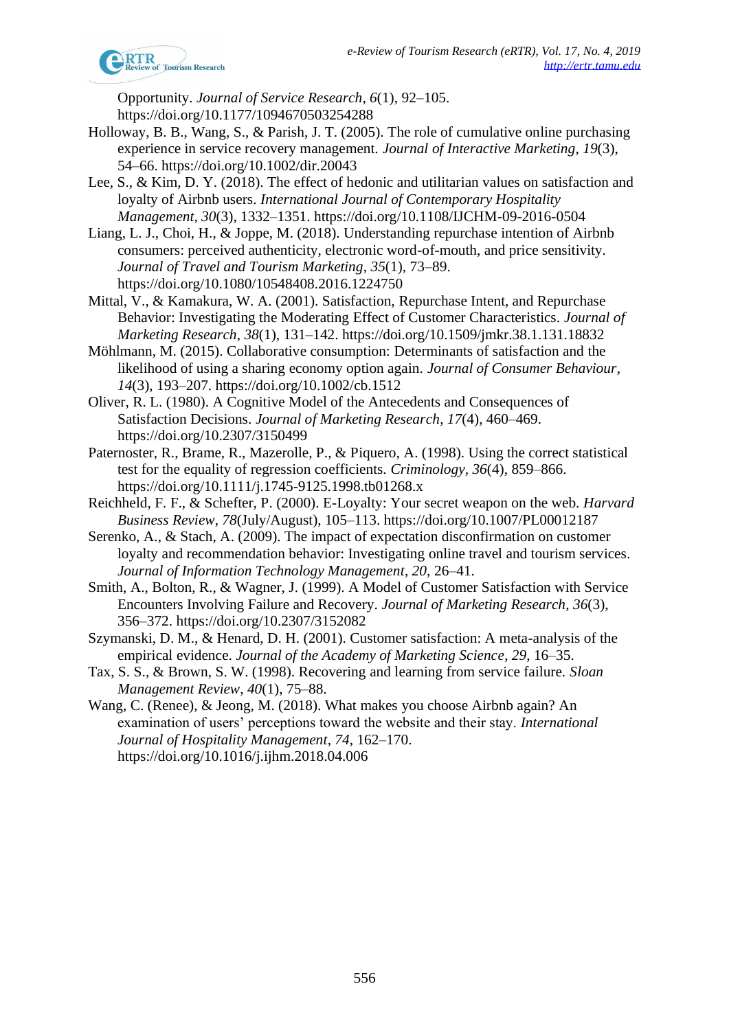Opportunity. *Journal of Service Research*, *6*(1), 92–105. https://doi.org/10.1177/1094670503254288

Holloway, B. B., Wang, S., & Parish, J. T. (2005). The role of cumulative online purchasing experience in service recovery management. *Journal of Interactive Marketing*, *19*(3), 54–66. https://doi.org/10.1002/dir.20043

Lee, S., & Kim, D. Y. (2018). The effect of hedonic and utilitarian values on satisfaction and loyalty of Airbnb users. *International Journal of Contemporary Hospitality Management*, *30*(3), 1332–1351. https://doi.org/10.1108/IJCHM-09-2016-0504

Liang, L. J., Choi, H., & Joppe, M. (2018). Understanding repurchase intention of Airbnb consumers: perceived authenticity, electronic word-of-mouth, and price sensitivity. *Journal of Travel and Tourism Marketing*, *35*(1), 73–89. https://doi.org/10.1080/10548408.2016.1224750

Mittal, V., & Kamakura, W. A. (2001). Satisfaction, Repurchase Intent, and Repurchase Behavior: Investigating the Moderating Effect of Customer Characteristics. *Journal of Marketing Research*, *38*(1), 131–142. https://doi.org/10.1509/jmkr.38.1.131.18832

Möhlmann, M. (2015). Collaborative consumption: Determinants of satisfaction and the likelihood of using a sharing economy option again. *Journal of Consumer Behaviour*, *14*(3), 193–207. https://doi.org/10.1002/cb.1512

Oliver, R. L. (1980). A Cognitive Model of the Antecedents and Consequences of Satisfaction Decisions. *Journal of Marketing Research*, *17*(4), 460–469. https://doi.org/10.2307/3150499

Paternoster, R., Brame, R., Mazerolle, P., & Piquero, A. (1998). Using the correct statistical test for the equality of regression coefficients. *Criminology*, *36*(4), 859–866. https://doi.org/10.1111/j.1745-9125.1998.tb01268.x

Reichheld, F. F., & Schefter, P. (2000). E-Loyalty: Your secret weapon on the web. *Harvard Business Review*, *78*(July/August), 105–113. https://doi.org/10.1007/PL00012187

Serenko, A., & Stach, A. (2009). The impact of expectation disconfirmation on customer loyalty and recommendation behavior: Investigating online travel and tourism services. *Journal of Information Technology Management*, *20*, 26–41.

Smith, A., Bolton, R., & Wagner, J. (1999). A Model of Customer Satisfaction with Service Encounters Involving Failure and Recovery. *Journal of Marketing Research*, *36*(3), 356–372. https://doi.org/10.2307/3152082

Szymanski, D. M., & Henard, D. H. (2001). Customer satisfaction: A meta-analysis of the empirical evidence. *Journal of the Academy of Marketing Science*, *29*, 16–35.

Tax, S. S., & Brown, S. W. (1998). Recovering and learning from service failure. *Sloan Management Review*, *40*(1), 75–88.

Wang, C. (Renee), & Jeong, M. (2018). What makes you choose Airbnb again? An examination of users' perceptions toward the website and their stay. *International Journal of Hospitality Management*, *74*, 162–170. https://doi.org/10.1016/j.ijhm.2018.04.006